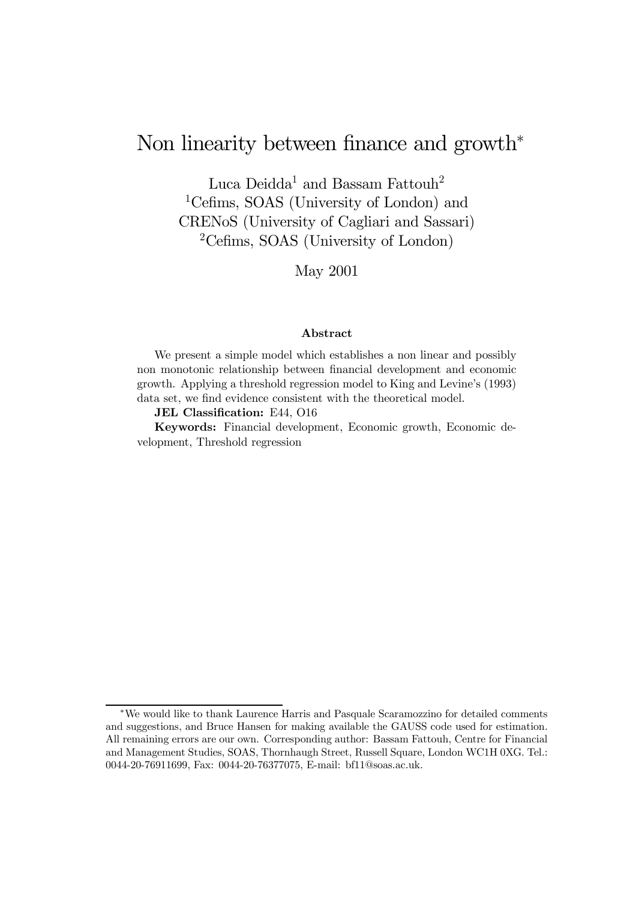# Non linearity between finance and growth*

Luca Deidda[1] and Bassam Fattouh[2]

[1]Cefims, SOAS (University of London) and CRENoS (University of Cagliari and Sassari)

[2]Cefims, SOAS (University of London)

May 2001

### Abstract

We present a simple model which establishes a non linear and possibly non monotonic relationship between financial development and economic growth. Applying a threshold regression model to King and Levine's (1993) data set, we find evidence consistent with the theoretical model.

**JEL Classification:** E44, O16

**Keywords:** Financial development, Economic growth, Economic development, Threshold regression

*We would like to thank Laurence Harris and Pasquale Scaramozzino for detailed comments and suggestions, and Bruce Hansen for making available the GAUSS code used for estimation. All remaining errors are our own. Corresponding author: Bassam Fattouh, Centre for Financial and Management Studies, SOAS, Thornhaugh Street, Russell Square, London WC1H 0XG. Tel.: 0044-20-76911699, Fax: 0044-20-76377075, E-mail: bf11@soas.ac.uk.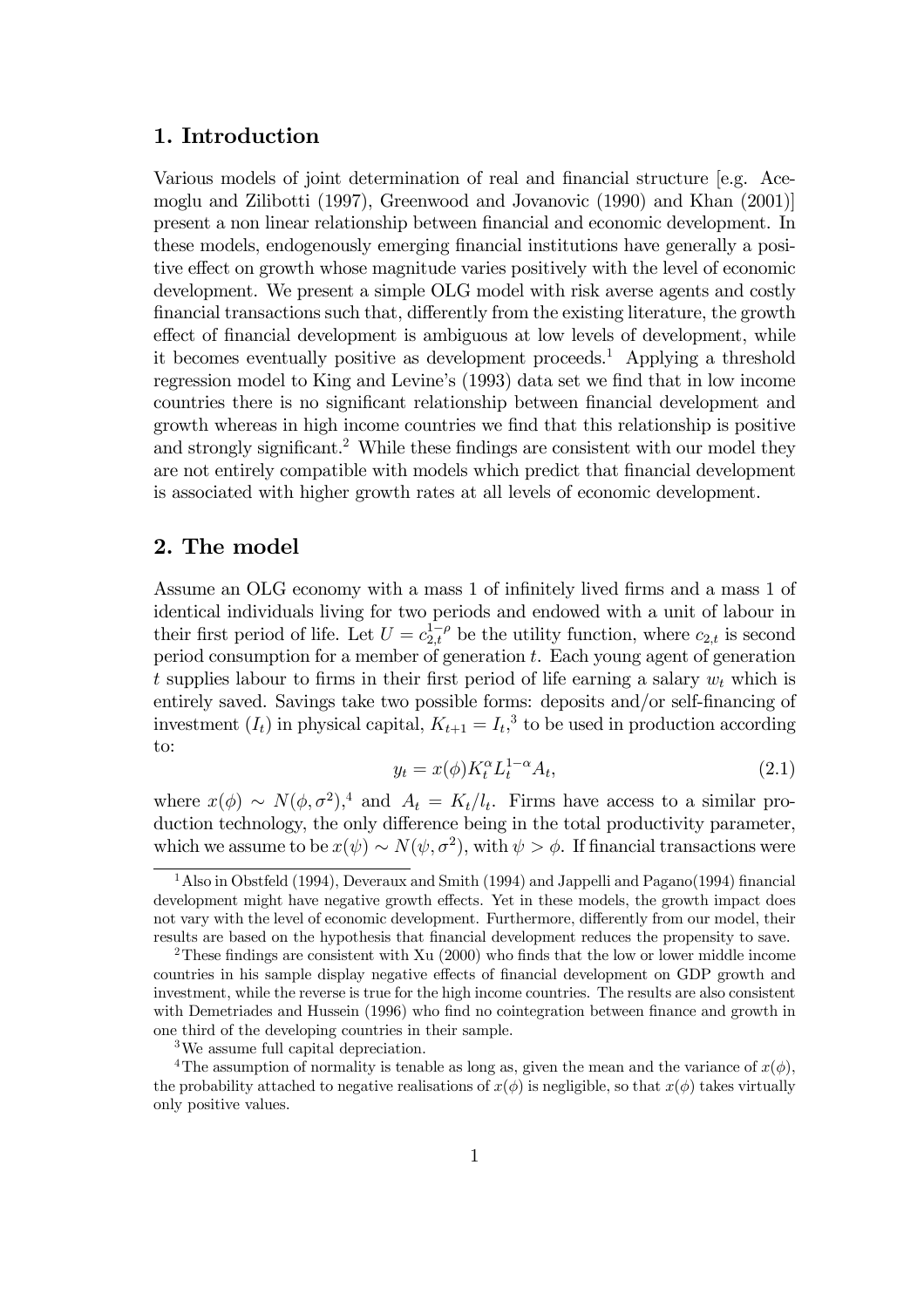## 1. Introduction

Various models of joint determination of real and financial structure [e.g. Acemoglu and Zilibotti (1997), Greenwood and Jovanovic (1990) and Khan (2001)] present a non linear relationship between financial and economic development. In these models, endogenously emerging financial institutions have generally a positive effect on growth whose magnitude varies positively with the level of economic development. We present a simple OLG model with risk averse agents and costly financial transactions such that, differently from the existing literature, the growth effect of financial development is ambiguous at low levels of development, while it becomes eventually positive as development proceeds.[1] Applying a threshold regression model to King and Levine's (1993) data set we find that in low income countries there is no significant relationship between financial development and growth whereas in high income countries we find that this relationship is positive and strongly significant.[2] While these findings are consistent with our model they are not entirely compatible with models which predict that financial development is associated with higher growth rates at all levels of economic development.

## 2. The model

Assume an OLG economy with a mass 1 of infinitely lived firms and a mass 1 of identical individuals living for two periods and endowed with a unit of labour in their first period of life. Let $U = c_{2,t}^{1-\rho}$ be the utility function, where $c_{2,t}$ is second period consumption for a member of generation $t$. Each young agent of generation $t$ supplies labour to firms in their first period of life earning a salary $w_t$ which is entirely saved. Savings take two possible forms: deposits and/or self-financing of investment ($I_t$) in physical capital, $K_{t+1} = I_t$,[3] to be used in production according to:

$$y_t = x(\phi) K_t^{\alpha} L_t^{1-\alpha} A_t, \tag{2.1}$$

where $x(\phi) \sim N(\phi, \sigma^2)$,[4] and $A_t = K_t/l_t$. Firms have access to a similar production technology, the only difference being in the total productivity parameter, which we assume to be $x(\psi) \sim N(\psi, \sigma^2)$, with $\psi > \phi$. If financial transactions were

---

[1] Also in Obstfeld (1994), Deveraux and Smith (1994) and Jappelli and Pagano(1994) financial development might have negative growth effects. Yet in these models, the growth impact does not vary with the level of economic development. Furthermore, differently from our model, their results are based on the hypothesis that financial development reduces the propensity to save.

[2] These findings are consistent with Xu (2000) who finds that the low or lower middle income countries in his sample display negative effects of financial development on GDP growth and investment, while the reverse is true for the high income countries. The results are also consistent with Demetriades and Hussein (1996) who find no cointegration between finance and growth in one third of the developing countries in their sample.

[3] We assume full capital depreciation.

[4] The assumption of normality is tenable as long as, given the mean and the variance of $x(\phi)$, the probability attached to negative realisations of $x(\phi)$ is negligible, so that $x(\phi)$ takes virtually only positive values.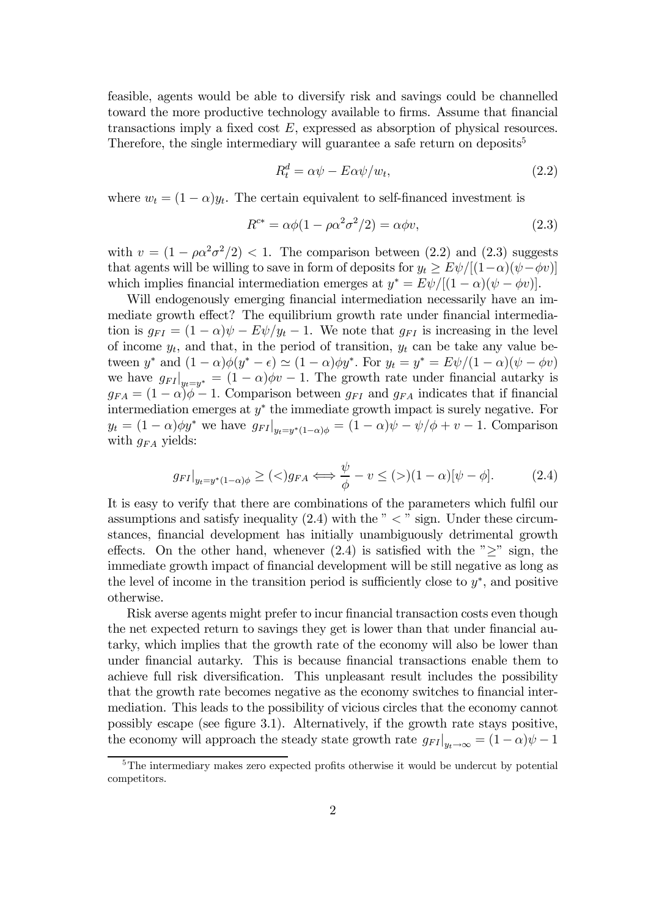feasible, agents would be able to diversify risk and savings could be channelled toward the more productive technology available to firms. Assume that financial transactions imply a fixed cost $E$, expressed as absorption of physical resources. Therefore, the single intermediary will guarantee a safe return on deposits[5]

$$R_t^d = \alpha\psi - E\alpha\psi/w_t, \tag{2.2}$$

where $w_t = (1-\alpha)y_t$. The certain equivalent to self-financed investment is

$$R^{c*} = \alpha\phi(1 - \rho\alpha^2\sigma^2/2) = \alpha\phi v, \tag{2.3}$$

with $v = (1 - \rho\alpha^2\sigma^2/2) < 1$. The comparison between (2.2) and (2.3) suggests that agents will be willing to save in form of deposits for $y_t \geq E\psi/[(1-\alpha)(\psi - \phi v)]$ which implies financial intermediation emerges at $y^* = E\psi/[(1-\alpha)(\psi - \phi v)]$.

Will endogenously emerging financial intermediation necessarily have an immediate growth effect? The equilibrium growth rate under financial intermediation is $g_{FI} = (1-\alpha)\psi - E\psi/y_t - 1$. We note that $g_{FI}$ is increasing in the level of income $y_t$, and that, in the period of transition, $y_t$ can be take any value between $y^*$ and $(1-\alpha)\phi(y^* - \epsilon) \simeq (1-\alpha)\phi y^*$. For $y_t = y^* = E\psi/(1-\alpha)(\psi - \phi v)$ we have $g_{FI}|_{y_t = y^*} = (1-\alpha)\phi v - 1$. The growth rate under financial autarky is $g_{FA} = (1-\alpha)\phi - 1$. Comparison between $g_{FI}$ and $g_{FA}$ indicates that if financial intermediation emerges at $y^*$ the immediate growth impact is surely negative. For $y_t = (1-\alpha)\phi y^*$ we have $g_{FI}|_{y_t = y^*(1-\alpha)\phi} = (1-\alpha)\psi - \psi/\phi + v - 1$. Comparison with $g_{FA}$ yields:

$$g_{FI}|_{y_t = y^*(1-\alpha)\phi} \geq (<) g_{FA} \Longleftrightarrow \frac{\psi}{\phi} - v \leq (>) (1-\alpha)[\psi - \phi]. \tag{2.4}$$

It is easy to verify that there are combinations of the parameters which fulfil our assumptions and satisfy inequality (2.4) with the "$<$" sign. Under these circumstances, financial development has initially unambiguously detrimental growth effects. On the other hand, whenever (2.4) is satisfied with the "$\geq$" sign, the immediate growth impact of financial development will be still negative as long as the level of income in the transition period is sufficiently close to $y^*$, and positive otherwise.

Risk averse agents might prefer to incur financial transaction costs even though the net expected return to savings they get is lower than that under financial autarky, which implies that the growth rate of the economy will also be lower than under financial autarky. This is because financial transactions enable them to achieve full risk diversification. This unpleasant result includes the possibility that the growth rate becomes negative as the economy switches to financial intermediation. This leads to the possibility of vicious circles that the economy cannot possibly escape (see figure 3.1). Alternatively, if the growth rate stays positive, the economy will approach the steady state growth rate $g_{FI}|_{y_t \to \infty} = (1-\alpha)\psi - 1$

[5] The intermediary makes zero expected profits otherwise it would be undercut by potential competitors.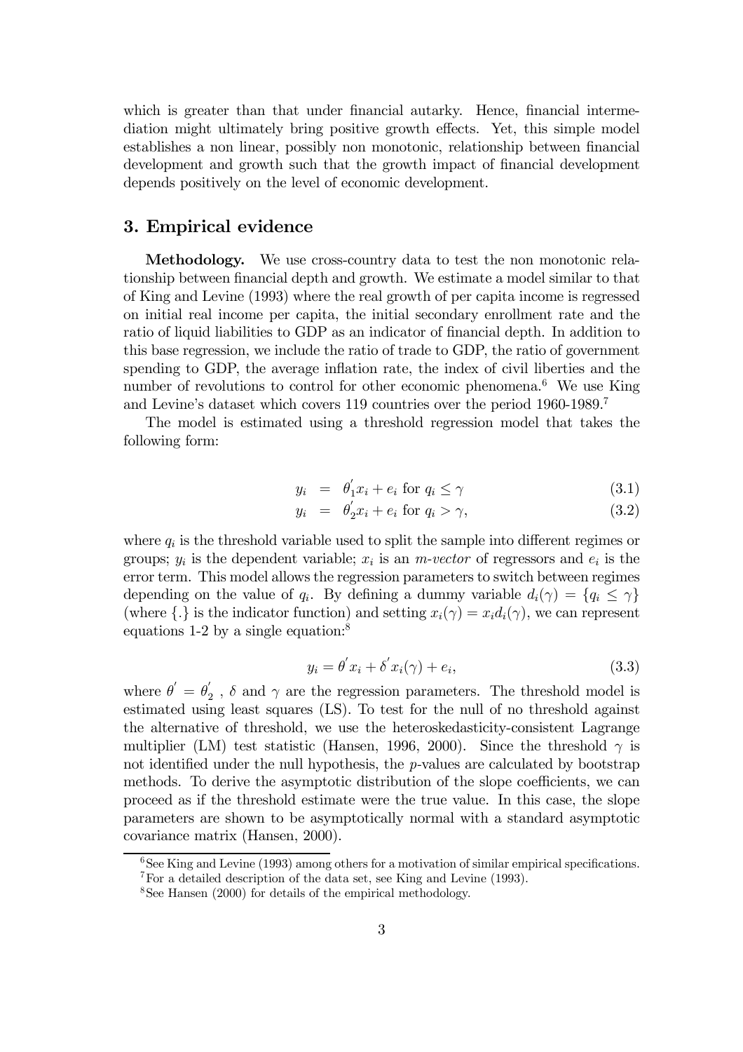which is greater than that under financial autarky. Hence, financial intermediation might ultimately bring positive growth effects. Yet, this simple model establishes a non linear, possibly non monotonic, relationship between financial development and growth such that the growth impact of financial development depends positively on the level of economic development.

## 3. Empirical evidence

**Methodology.** We use cross-country data to test the non monotonic relationship between financial depth and growth. We estimate a model similar to that of King and Levine (1993) where the real growth of per capita income is regressed on initial real income per capita, the initial secondary enrollment rate and the ratio of liquid liabilities to GDP as an indicator of financial depth. In addition to this base regression, we include the ratio of trade to GDP, the ratio of government spending to GDP, the average inflation rate, the index of civil liberties and the number of revolutions to control for other economic phenomena.[6] We use King and Levine's dataset which covers 119 countries over the period 1960-1989.[7]

The model is estimated using a threshold regression model that takes the following form:

$$y_i = \theta_1^{'} x_i + e_i \text{ for } q_i \leq \gamma \tag{3.1}$$

$$y_i = \theta_2^{'} x_i + e_i \text{ for } q_i > \gamma, \tag{3.2}$$

where $q_i$ is the threshold variable used to split the sample into different regimes or groups; $y_i$ is the dependent variable; $x_i$ is an *m-vector* of regressors and $e_i$ is the error term. This model allows the regression parameters to switch between regimes depending on the value of $q_i$. By defining a dummy variable $d_i(\gamma) = \{q_i \leq \gamma\}$ (where $\{.\}$ is the indicator function) and setting $x_i(\gamma) = x_i d_i(\gamma)$, we can represent equations 1-2 by a single equation:[8]

$$y_i = \theta^{'} x_i + \delta^{'} x_i(\gamma) + e_i, \tag{3.3}$$

where $\theta^{'} = \theta_2^{'}$ , $\delta$ and $\gamma$ are the regression parameters. The threshold model is estimated using least squares (LS). To test for the null of no threshold against the alternative of threshold, we use the heteroskedasticity-consistent Lagrange multiplier (LM) test statistic (Hansen, 1996, 2000). Since the threshold $\gamma$ is not identified under the null hypothesis, the $p$-values are calculated by bootstrap methods. To derive the asymptotic distribution of the slope coefficients, we can proceed as if the threshold estimate were the true value. In this case, the slope parameters are shown to be asymptotically normal with a standard asymptotic covariance matrix (Hansen, 2000).

---

[6] See King and Levine (1993) among others for a motivation of similar empirical specifications.

[7] For a detailed description of the data set, see King and Levine (1993).

[8] See Hansen (2000) for details of the empirical methodology.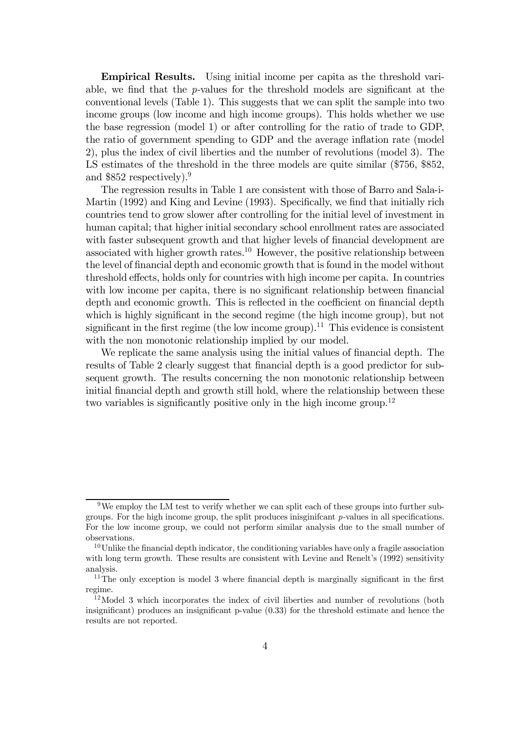**Empirical Results.** Using initial income per capita as the threshold variable, we find that the $p$-values for the threshold models are significant at the conventional levels (Table 1). This suggests that we can split the sample into two income groups (low income and high income groups). This holds whether we use the base regression (model 1) or after controlling for the ratio of trade to GDP, the ratio of government spending to GDP and the average inflation rate (model 2), plus the index of civil liberties and the number of revolutions (model 3). The LS estimates of the threshold in the three models are quite similar (\$756, \$852, and \$852 respectively).[9]

The regression results in Table 1 are consistent with those of Barro and Sala-i-Martin (1992) and King and Levine (1993). Specifically, we find that initially rich countries tend to grow slower after controlling for the initial level of investment in human capital; that higher initial secondary school enrollment rates are associated with faster subsequent growth and that higher levels of financial development are associated with higher growth rates.[10] However, the positive relationship between the level of financial depth and economic growth that is found in the model without threshold effects, holds only for countries with high income per capita. In countries with low income per capita, there is no significant relationship between financial depth and economic growth. This is reflected in the coefficient on financial depth which is highly significant in the second regime (the high income group), but not significant in the first regime (the low income group).[11] This evidence is consistent with the non monotonic relationship implied by our model.

We replicate the same analysis using the initial values of financial depth. The results of Table 2 clearly suggest that financial depth is a good predictor for subsequent growth. The results concerning the non monotonic relationship between initial financial depth and growth still hold, where the relationship between these two variables is significantly positive only in the high income group.[12]

---

[9] We employ the LM test to verify whether we can split each of these groups into further subgroups. For the high income group, the split produces inisginifcant $p$-values in all specifications. For the low income group, we could not perform similar analysis due to the small number of observations.

[10] Unlike the financial depth indicator, the conditioning variables have only a fragile association with long term growth. These results are consistent with Levine and Renelt's (1992) sensitivity analysis.

[11] The only exception is model 3 where financial depth is marginally significant in the first regime.

[12] Model 3 which incorporates the index of civil liberties and number of revolutions (both insignificant) produces an insignificant p-value (0.33) for the threshold estimate and hence the results are not reported.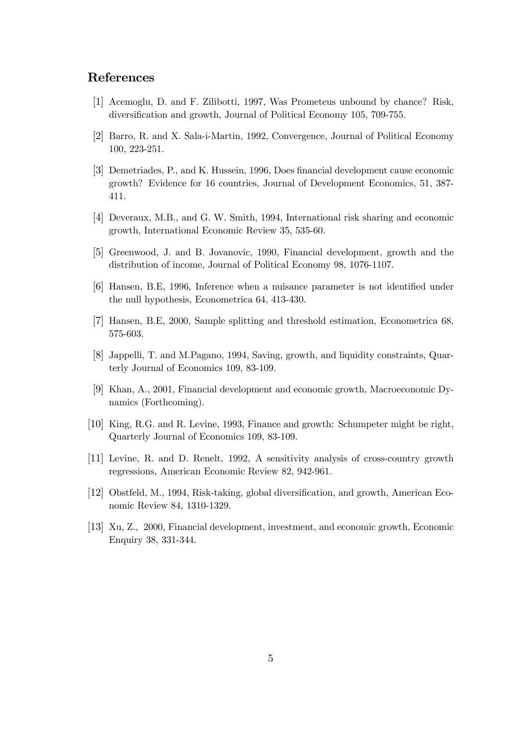## References

[1] Acemoglu, D. and F. Zilibotti, 1997, Was Prometeus unbound by chance? Risk, diversification and growth, Journal of Political Economy 105, 709-755.

[2] Barro, R. and X. Sala-i-Martin, 1992, Convergence, Journal of Political Economy 100, 223-251.

[3] Demetriades, P., and K. Hussein, 1996, Does financial development cause economic growth? Evidence for 16 countries, Journal of Development Economics, 51, 387-411.

[4] Deveraux, M.B., and G. W. Smith, 1994, International risk sharing and economic growth, International Economic Review 35, 535-60.

[5] Greenwood, J. and B. Jovanovic, 1990, Financial development, growth and the distribution of income, Journal of Political Economy 98, 1076-1107.

[6] Hansen, B.E, 1996, Inference when a nuisance parameter is not identified under the null hypothesis, Econometrica 64, 413-430.

[7] Hansen, B.E, 2000, Sample splitting and threshold estimation, Econometrica 68, 575-603.

[8] Jappelli, T. and M.Pagano, 1994, Saving, growth, and liquidity constraints, Quarterly Journal of Economics 109, 83-109.

[9] Khan, A., 2001, Financial development and economic growth, Macroeconomic Dynamics (Forthcoming).

[10] King, R.G. and R. Levine, 1993, Finance and growth: Schumpeter might be right, Quarterly Journal of Economics 109, 83-109.

[11] Levine, R. and D. Renelt, 1992, A sensitivity analysis of cross-country growth regressions, American Economic Review 82, 942-961.

[12] Obstfeld, M., 1994, Risk-taking, global diversification, and growth, American Economic Review 84, 1310-1329.

[13] Xu, Z., 2000, Financial development, investment, and economic growth, Economic Enquiry 38, 331-344.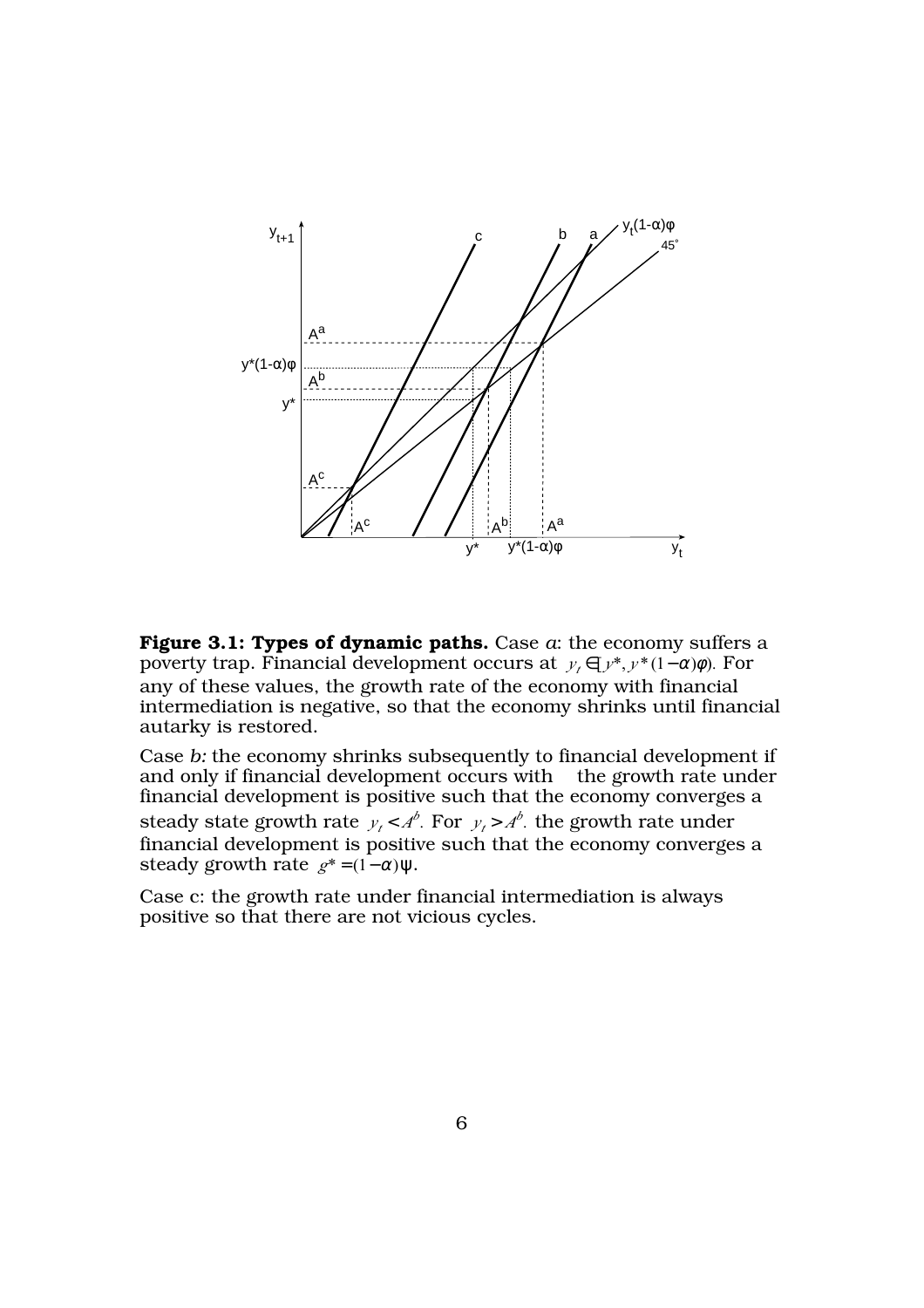**Figure 3.1: Types of dynamic paths.** Case *a*: the economy suffers a poverty trap. Financial development occurs at $y_t \in [y^*, y^*(1-\alpha)\varphi)$. For any of these values, the growth rate of the economy with financial intermediation is negative, so that the economy shrinks until financial autarky is restored.

Case *b:* the economy shrinks subsequently to financial development if and only if financial development occurs with the growth rate under financial development is positive such that the economy converges a steady state growth rate $y_t < A^b$. For $y_t > A^b$. the growth rate under financial development is positive such that the economy converges a steady growth rate $g^* = (1-\alpha)\psi$.

Case c: the growth rate under financial intermediation is always positive so that there are not vicious cycles.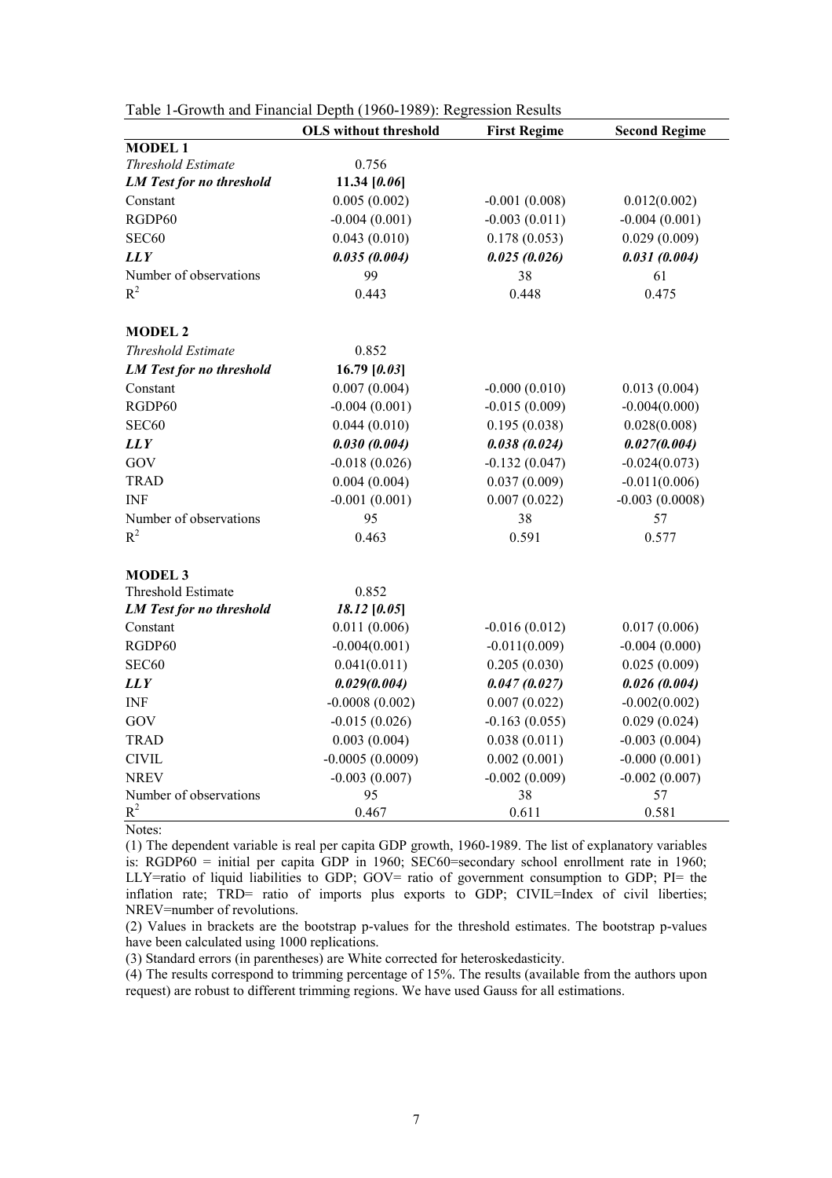Table 1-Growth and Financial Depth (1960-1989): Regression Results

| | **OLS without threshold** | **First Regime** | **Second Regime** |
|---|---|---|---|
| **MODEL 1** | | | |
| *Threshold Estimate* | 0.756 | | |
| ***LM Test for no threshold*** | **11.34 [*0.06*]** | | |
| Constant | 0.005 (0.002) | -0.001 (0.008) | 0.012(0.002) |
| RGDP60 | -0.004 (0.001) | -0.003 (0.011) | -0.004 (0.001) |
| SEC60 | 0.043 (0.010) | 0.178 (0.053) | 0.029 (0.009) |
| ***LLY*** | ***0.035 (0.004)*** | ***0.025 (0.026)*** | ***0.031 (0.004)*** |
| Number of observations | 99 | 38 | 61 |
| $R^2$ | 0.443 | 0.448 | 0.475 |
| **MODEL 2** | | | |
| *Threshold Estimate* | 0.852 | | |
| ***LM Test for no threshold*** | **16.79 [*0.03*]** | | |
| Constant | 0.007 (0.004) | -0.000 (0.010) | 0.013 (0.004) |
| RGDP60 | -0.004 (0.001) | -0.015 (0.009) | -0.004(0.000) |
| SEC60 | 0.044 (0.010) | 0.195 (0.038) | 0.028(0.008) |
| ***LLY*** | ***0.030 (0.004)*** | ***0.038 (0.024)*** | ***0.027(0.004)*** |
| GOV | -0.018 (0.026) | -0.132 (0.047) | -0.024(0.073) |
| TRAD | 0.004 (0.004) | 0.037 (0.009) | -0.011(0.006) |
| INF | -0.001 (0.001) | 0.007 (0.022) | -0.003 (0.0008) |
| Number of observations | 95 | 38 | 57 |
| $R^2$ | 0.463 | 0.591 | 0.577 |
| **MODEL 3** | | | |
| Threshold Estimate | 0.852 | | |
| ***LM Test for no threshold*** | ***18.12* [*0.05*]** | | |
| Constant | 0.011 (0.006) | -0.016 (0.012) | 0.017 (0.006) |
| RGDP60 | -0.004(0.001) | -0.011(0.009) | -0.004 (0.000) |
| SEC60 | 0.041(0.011) | 0.205 (0.030) | 0.025 (0.009) |
| ***LLY*** | ***0.029(0.004)*** | ***0.047 (0.027)*** | ***0.026 (0.004)*** |
| INF | -0.0008 (0.002) | 0.007 (0.022) | -0.002(0.002) |
| GOV | -0.015 (0.026) | -0.163 (0.055) | 0.029 (0.024) |
| TRAD | 0.003 (0.004) | 0.038 (0.011) | -0.003 (0.004) |
| CIVIL | -0.0005 (0.0009) | 0.002 (0.001) | -0.000 (0.001) |
| NREV | -0.003 (0.007) | -0.002 (0.009) | -0.002 (0.007) |
| Number of observations | 95 | 38 | 57 |
| $R^2$ | 0.467 | 0.611 | 0.581 |

Notes:

(1) The dependent variable is real per capita GDP growth, 1960-1989. The list of explanatory variables is: RGDP60 = initial per capita GDP in 1960; SEC60=secondary school enrollment rate in 1960; LLY=ratio of liquid liabilities to GDP; GOV= ratio of government consumption to GDP; PI= the inflation rate; TRD= ratio of imports plus exports to GDP; CIVIL=Index of civil liberties; NREV=number of revolutions.

(2) Values in brackets are the bootstrap p-values for the threshold estimates. The bootstrap p-values have been calculated using 1000 replications.

(3) Standard errors (in parentheses) are White corrected for heteroskedasticity.

(4) The results correspond to trimming percentage of 15%. The results (available from the authors upon request) are robust to different trimming regions. We have used Gauss for all estimations.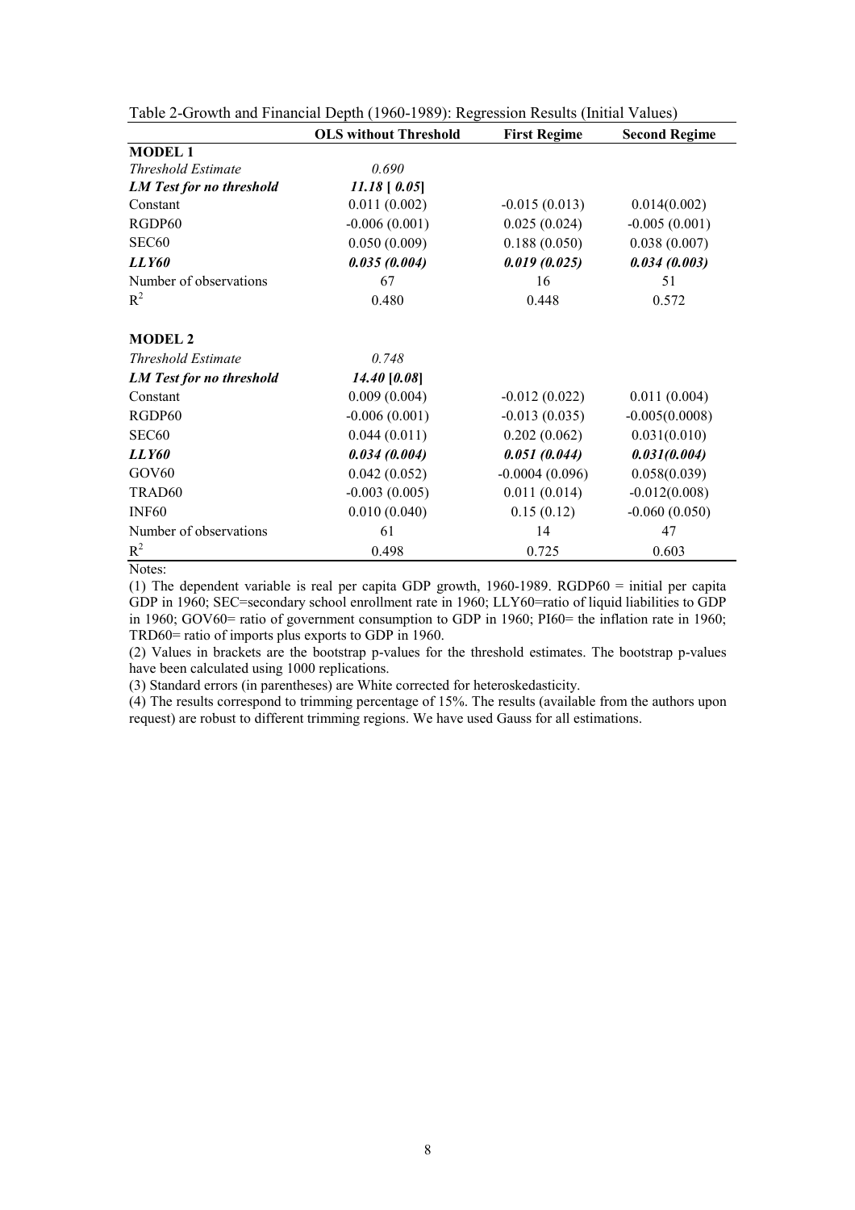Table 2-Growth and Financial Depth (1960-1989): Regression Results (Initial Values)

| | OLS without Threshold | First Regime | Second Regime |
|---|---|---|---|
| **MODEL 1** | | | |
| *Threshold Estimate* | *0.690* | | |
| ***LM Test for no threshold*** | ***11.18 [ 0.05]*** | | |
| Constant | 0.011 (0.002) | -0.015 (0.013) | 0.014(0.002) |
| RGDP60 | -0.006 (0.001) | 0.025 (0.024) | -0.005 (0.001) |
| SEC60 | 0.050 (0.009) | 0.188 (0.050) | 0.038 (0.007) |
| ***LLY60*** | ***0.035 (0.004)*** | ***0.019 (0.025)*** | ***0.034 (0.003)*** |
| Number of observations | 67 | 16 | 51 |
| $R^2$ | 0.480 | 0.448 | 0.572 |
| **MODEL 2** | | | |
| *Threshold Estimate* | *0.748* | | |
| ***LM Test for no threshold*** | ***14.40 [0.08]*** | | |
| Constant | 0.009 (0.004) | -0.012 (0.022) | 0.011 (0.004) |
| RGDP60 | -0.006 (0.001) | -0.013 (0.035) | -0.005(0.0008) |
| SEC60 | 0.044 (0.011) | 0.202 (0.062) | 0.031(0.010) |
| ***LLY60*** | ***0.034 (0.004)*** | ***0.051 (0.044)*** | ***0.031(0.004)*** |
| GOV60 | 0.042 (0.052) | -0.0004 (0.096) | 0.058(0.039) |
| TRAD60 | -0.003 (0.005) | 0.011 (0.014) | -0.012(0.008) |
| INF60 | 0.010 (0.040) | 0.15 (0.12) | -0.060 (0.050) |
| Number of observations | 61 | 14 | 47 |
| $R^2$ | 0.498 | 0.725 | 0.603 |

Notes:

(1) The dependent variable is real per capita GDP growth, 1960-1989. RGDP60 = initial per capita GDP in 1960; SEC=secondary school enrollment rate in 1960; LLY60=ratio of liquid liabilities to GDP in 1960; GOV60= ratio of government consumption to GDP in 1960; PI60= the inflation rate in 1960; TRD60= ratio of imports plus exports to GDP in 1960.

(2) Values in brackets are the bootstrap p-values for the threshold estimates. The bootstrap p-values have been calculated using 1000 replications.

(3) Standard errors (in parentheses) are White corrected for heteroskedasticity.

(4) The results correspond to trimming percentage of 15%. The results (available from the authors upon request) are robust to different trimming regions. We have used Gauss for all estimations.